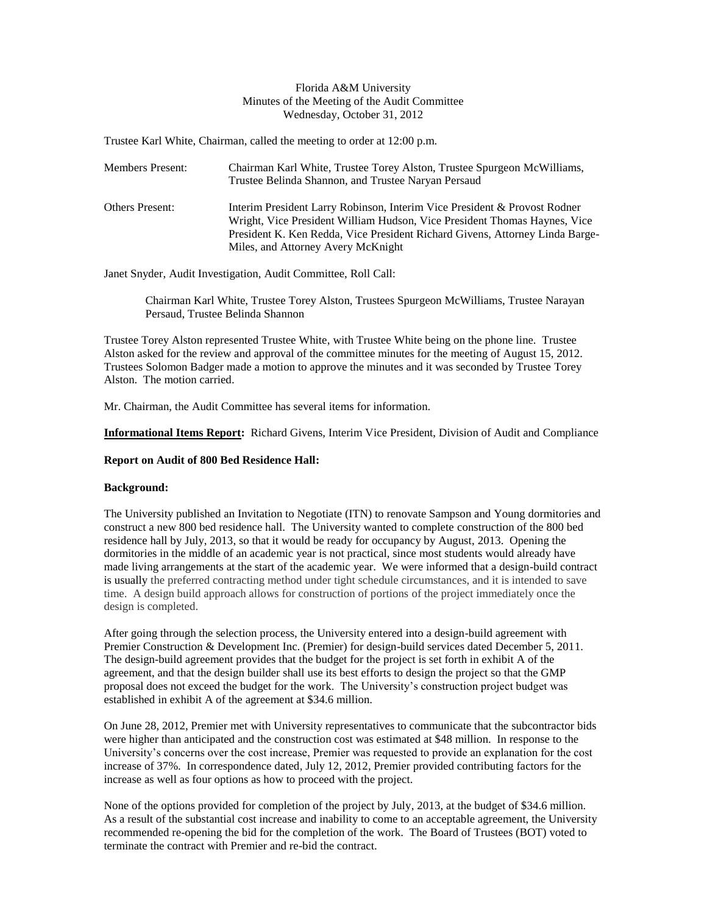Florida A&M University
Minutes of the Meeting of the Audit Committee
Wednesday, October 31, 2012

Trustee Karl White, Chairman, called the meeting to order at 12:00 p.m.

Members Present: Chairman Karl White, Trustee Torey Alston, Trustee Spurgeon McWilliams, Trustee Belinda Shannon, and Trustee Naryan Persaud

Others Present: Interim President Larry Robinson, Interim Vice President & Provost Rodner Wright, Vice President William Hudson, Vice President Thomas Haynes, Vice President K. Ken Redda, Vice President Richard Givens, Attorney Linda Barge-Miles, and Attorney Avery McKnight

Janet Snyder, Audit Investigation, Audit Committee, Roll Call:

> Chairman Karl White, Trustee Torey Alston, Trustees Spurgeon McWilliams, Trustee Narayan Persaud, Trustee Belinda Shannon

Trustee Torey Alston represented Trustee White, with Trustee White being on the phone line. Trustee Alston asked for the review and approval of the committee minutes for the meeting of August 15, 2012. Trustees Solomon Badger made a motion to approve the minutes and it was seconded by Trustee Torey Alston. The motion carried.

Mr. Chairman, the Audit Committee has several items for information.

**<u>Informational Items Report:</u>** Richard Givens, Interim Vice President, Division of Audit and Compliance

**Report on Audit of 800 Bed Residence Hall:**

**Background:**

The University published an Invitation to Negotiate (ITN) to renovate Sampson and Young dormitories and construct a new 800 bed residence hall. The University wanted to complete construction of the 800 bed residence hall by July, 2013, so that it would be ready for occupancy by August, 2013. Opening the dormitories in the middle of an academic year is not practical, since most students would already have made living arrangements at the start of the academic year. We were informed that a design-build contract is usually the preferred contracting method under tight schedule circumstances, and it is intended to save time. A design build approach allows for construction of portions of the project immediately once the design is completed.

After going through the selection process, the University entered into a design-build agreement with Premier Construction & Development Inc. (Premier) for design-build services dated December 5, 2011. The design-build agreement provides that the budget for the project is set forth in exhibit A of the agreement, and that the design builder shall use its best efforts to design the project so that the GMP proposal does not exceed the budget for the work. The University's construction project budget was established in exhibit A of the agreement at $34.6 million.

On June 28, 2012, Premier met with University representatives to communicate that the subcontractor bids were higher than anticipated and the construction cost was estimated at $48 million. In response to the University's concerns over the cost increase, Premier was requested to provide an explanation for the cost increase of 37%. In correspondence dated, July 12, 2012, Premier provided contributing factors for the increase as well as four options as how to proceed with the project.

None of the options provided for completion of the project by July, 2013, at the budget of $34.6 million. As a result of the substantial cost increase and inability to come to an acceptable agreement, the University recommended re-opening the bid for the completion of the work. The Board of Trustees (BOT) voted to terminate the contract with Premier and re-bid the contract.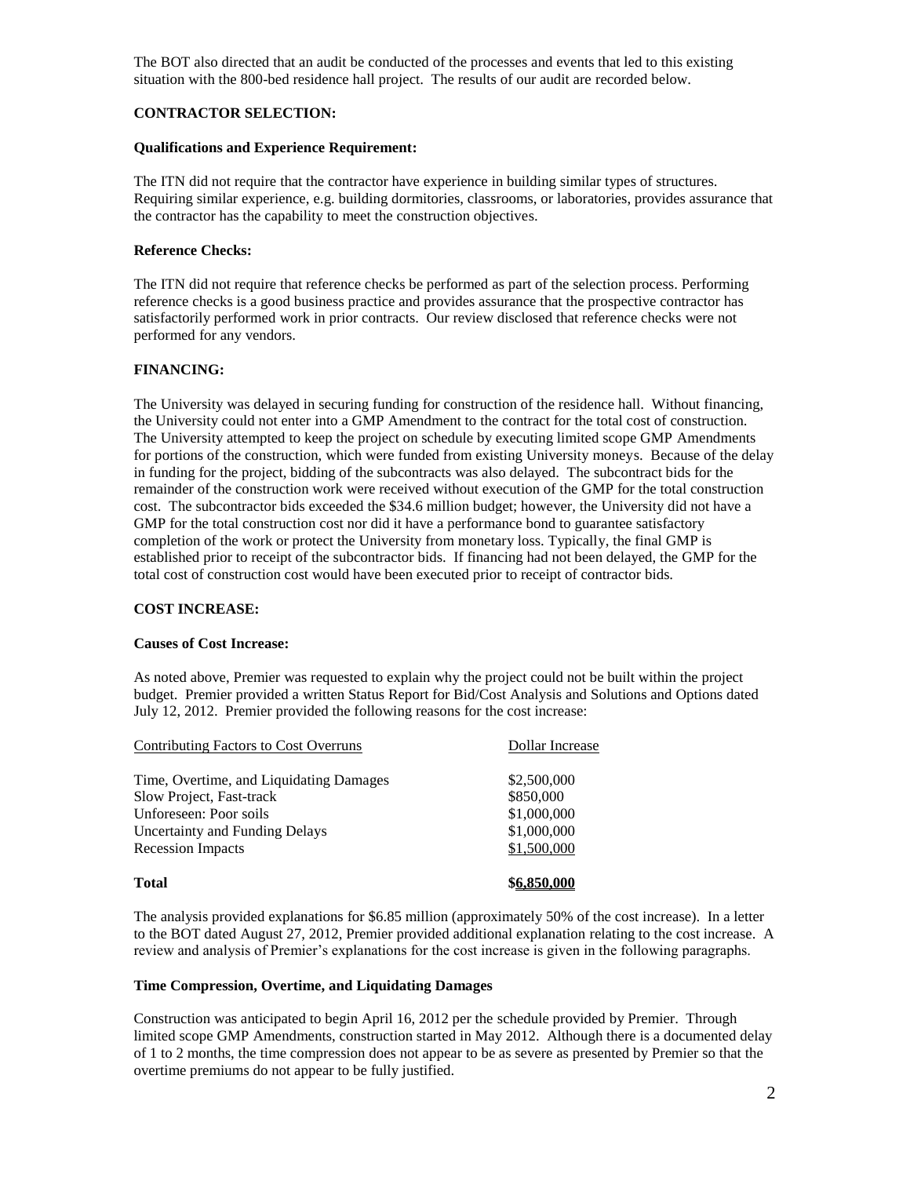The BOT also directed that an audit be conducted of the processes and events that led to this existing situation with the 800-bed residence hall project. The results of our audit are recorded below.

## CONTRACTOR SELECTION:

### Qualifications and Experience Requirement:

The ITN did not require that the contractor have experience in building similar types of structures. Requiring similar experience, e.g. building dormitories, classrooms, or laboratories, provides assurance that the contractor has the capability to meet the construction objectives.

### Reference Checks:

The ITN did not require that reference checks be performed as part of the selection process. Performing reference checks is a good business practice and provides assurance that the prospective contractor has satisfactorily performed work in prior contracts. Our review disclosed that reference checks were not performed for any vendors.

## FINANCING:

The University was delayed in securing funding for construction of the residence hall. Without financing, the University could not enter into a GMP Amendment to the contract for the total cost of construction. The University attempted to keep the project on schedule by executing limited scope GMP Amendments for portions of the construction, which were funded from existing University moneys. Because of the delay in funding for the project, bidding of the subcontracts was also delayed. The subcontract bids for the remainder of the construction work were received without execution of the GMP for the total construction cost. The subcontractor bids exceeded the $34.6 million budget; however, the University did not have a GMP for the total construction cost nor did it have a performance bond to guarantee satisfactory completion of the work or protect the University from monetary loss. Typically, the final GMP is established prior to receipt of the subcontractor bids. If financing had not been delayed, the GMP for the total cost of construction cost would have been executed prior to receipt of contractor bids.

## COST INCREASE:

### Causes of Cost Increase:

As noted above, Premier was requested to explain why the project could not be built within the project budget. Premier provided a written Status Report for Bid/Cost Analysis and Solutions and Options dated July 12, 2012. Premier provided the following reasons for the cost increase:

| Contributing Factors to Cost Overruns | Dollar Increase |
|---|---|
| Time, Overtime, and Liquidating Damages | $2,500,000 |
| Slow Project, Fast-track | $850,000 |
| Unforeseen: Poor soils | $1,000,000 |
| Uncertainty and Funding Delays | $1,000,000 |
| Recession Impacts | $1,500,000 |
| **Total** | **$6,850,000** |

The analysis provided explanations for $6.85 million (approximately 50% of the cost increase). In a letter to the BOT dated August 27, 2012, Premier provided additional explanation relating to the cost increase. A review and analysis of Premier's explanations for the cost increase is given in the following paragraphs.

### Time Compression, Overtime, and Liquidating Damages

Construction was anticipated to begin April 16, 2012 per the schedule provided by Premier. Through limited scope GMP Amendments, construction started in May 2012. Although there is a documented delay of 1 to 2 months, the time compression does not appear to be as severe as presented by Premier so that the overtime premiums do not appear to be fully justified.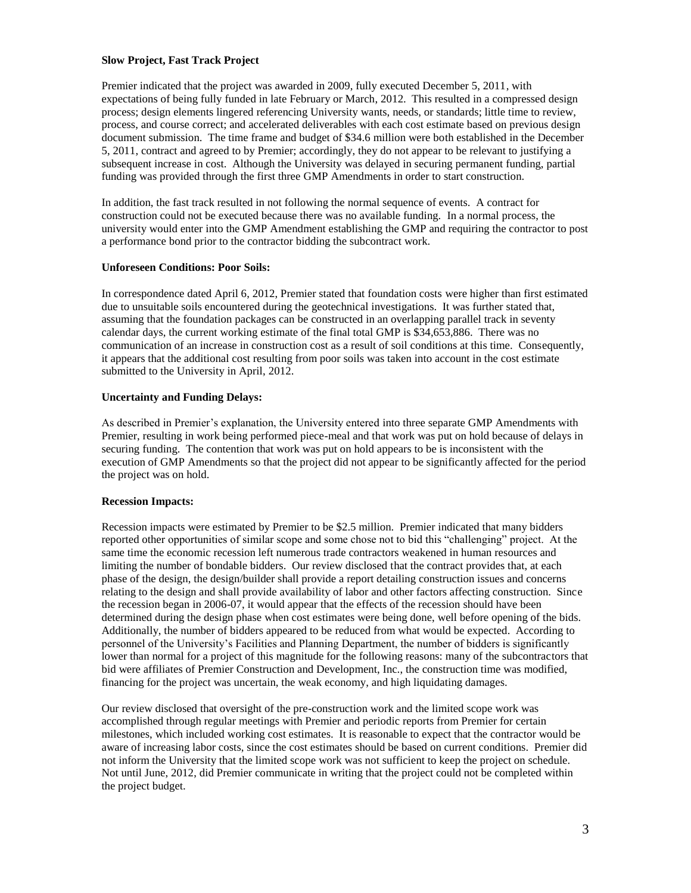**Slow Project, Fast Track Project**

Premier indicated that the project was awarded in 2009, fully executed December 5, 2011, with expectations of being fully funded in late February or March, 2012. This resulted in a compressed design process; design elements lingered referencing University wants, needs, or standards; little time to review, process, and course correct; and accelerated deliverables with each cost estimate based on previous design document submission. The time frame and budget of $34.6 million were both established in the December 5, 2011, contract and agreed to by Premier; accordingly, they do not appear to be relevant to justifying a subsequent increase in cost. Although the University was delayed in securing permanent funding, partial funding was provided through the first three GMP Amendments in order to start construction.

In addition, the fast track resulted in not following the normal sequence of events. A contract for construction could not be executed because there was no available funding. In a normal process, the university would enter into the GMP Amendment establishing the GMP and requiring the contractor to post a performance bond prior to the contractor bidding the subcontract work.

**Unforeseen Conditions: Poor Soils:**

In correspondence dated April 6, 2012, Premier stated that foundation costs were higher than first estimated due to unsuitable soils encountered during the geotechnical investigations. It was further stated that, assuming that the foundation packages can be constructed in an overlapping parallel track in seventy calendar days, the current working estimate of the final total GMP is $34,653,886. There was no communication of an increase in construction cost as a result of soil conditions at this time. Consequently, it appears that the additional cost resulting from poor soils was taken into account in the cost estimate submitted to the University in April, 2012.

**Uncertainty and Funding Delays:**

As described in Premier's explanation, the University entered into three separate GMP Amendments with Premier, resulting in work being performed piece-meal and that work was put on hold because of delays in securing funding. The contention that work was put on hold appears to be is inconsistent with the execution of GMP Amendments so that the project did not appear to be significantly affected for the period the project was on hold.

**Recession Impacts:**

Recession impacts were estimated by Premier to be $2.5 million. Premier indicated that many bidders reported other opportunities of similar scope and some chose not to bid this "challenging" project. At the same time the economic recession left numerous trade contractors weakened in human resources and limiting the number of bondable bidders. Our review disclosed that the contract provides that, at each phase of the design, the design/builder shall provide a report detailing construction issues and concerns relating to the design and shall provide availability of labor and other factors affecting construction. Since the recession began in 2006-07, it would appear that the effects of the recession should have been determined during the design phase when cost estimates were being done, well before opening of the bids. Additionally, the number of bidders appeared to be reduced from what would be expected. According to personnel of the University's Facilities and Planning Department, the number of bidders is significantly lower than normal for a project of this magnitude for the following reasons: many of the subcontractors that bid were affiliates of Premier Construction and Development, Inc., the construction time was modified, financing for the project was uncertain, the weak economy, and high liquidating damages.

Our review disclosed that oversight of the pre-construction work and the limited scope work was accomplished through regular meetings with Premier and periodic reports from Premier for certain milestones, which included working cost estimates. It is reasonable to expect that the contractor would be aware of increasing labor costs, since the cost estimates should be based on current conditions. Premier did not inform the University that the limited scope work was not sufficient to keep the project on schedule. Not until June, 2012, did Premier communicate in writing that the project could not be completed within the project budget.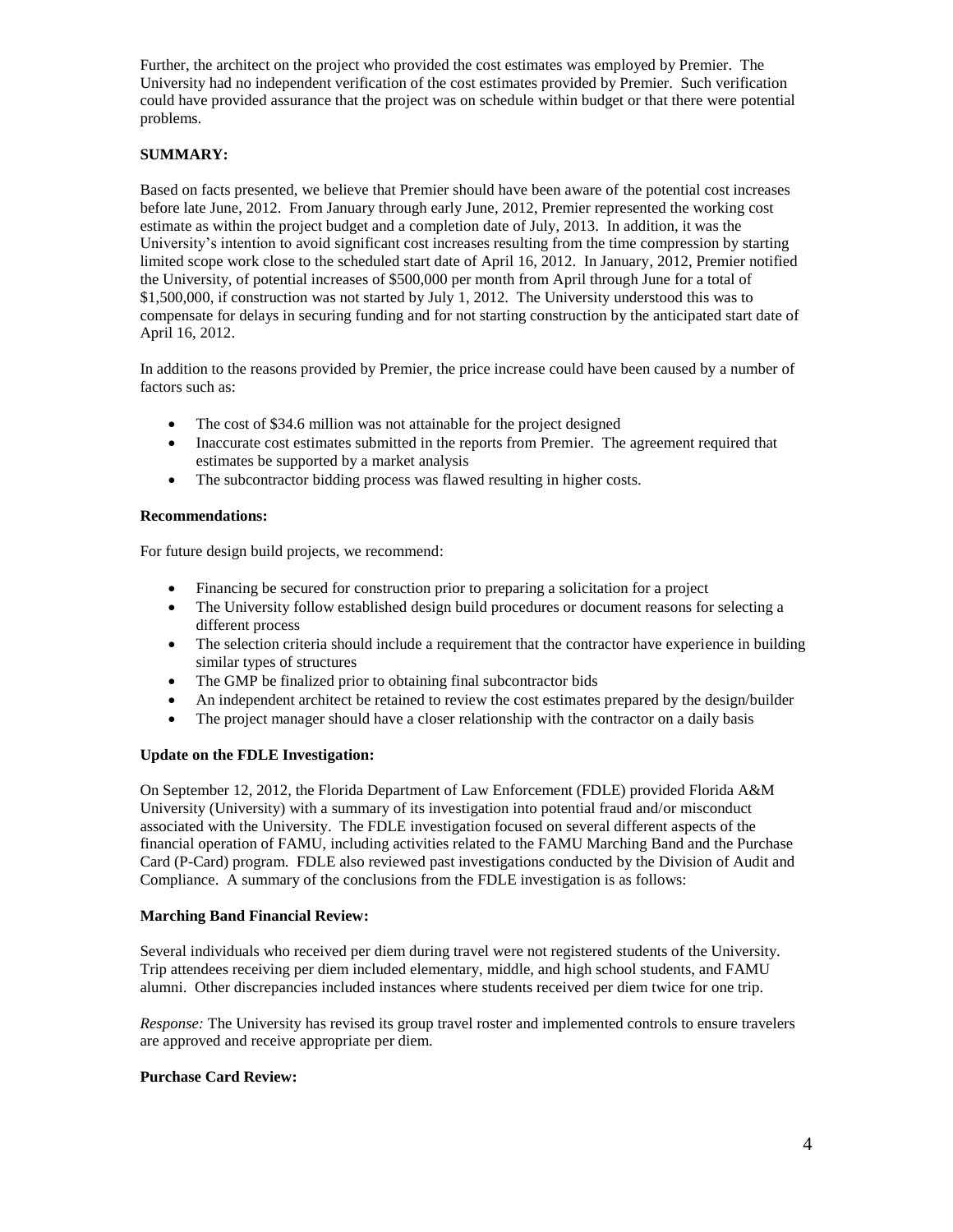Further, the architect on the project who provided the cost estimates was employed by Premier. The University had no independent verification of the cost estimates provided by Premier. Such verification could have provided assurance that the project was on schedule within budget or that there were potential problems.

**SUMMARY:**

Based on facts presented, we believe that Premier should have been aware of the potential cost increases before late June, 2012. From January through early June, 2012, Premier represented the working cost estimate as within the project budget and a completion date of July, 2013. In addition, it was the University's intention to avoid significant cost increases resulting from the time compression by starting limited scope work close to the scheduled start date of April 16, 2012. In January, 2012, Premier notified the University, of potential increases of $500,000 per month from April through June for a total of $1,500,000, if construction was not started by July 1, 2012. The University understood this was to compensate for delays in securing funding and for not starting construction by the anticipated start date of April 16, 2012.

In addition to the reasons provided by Premier, the price increase could have been caused by a number of factors such as:

- The cost of $34.6 million was not attainable for the project designed
- Inaccurate cost estimates submitted in the reports from Premier. The agreement required that estimates be supported by a market analysis
- The subcontractor bidding process was flawed resulting in higher costs.

**Recommendations:**

For future design build projects, we recommend:

- Financing be secured for construction prior to preparing a solicitation for a project
- The University follow established design build procedures or document reasons for selecting a different process
- The selection criteria should include a requirement that the contractor have experience in building similar types of structures
- The GMP be finalized prior to obtaining final subcontractor bids
- An independent architect be retained to review the cost estimates prepared by the design/builder
- The project manager should have a closer relationship with the contractor on a daily basis

**Update on the FDLE Investigation:**

On September 12, 2012, the Florida Department of Law Enforcement (FDLE) provided Florida A&M University (University) with a summary of its investigation into potential fraud and/or misconduct associated with the University. The FDLE investigation focused on several different aspects of the financial operation of FAMU, including activities related to the FAMU Marching Band and the Purchase Card (P-Card) program. FDLE also reviewed past investigations conducted by the Division of Audit and Compliance. A summary of the conclusions from the FDLE investigation is as follows:

**Marching Band Financial Review:**

Several individuals who received per diem during travel were not registered students of the University. Trip attendees receiving per diem included elementary, middle, and high school students, and FAMU alumni. Other discrepancies included instances where students received per diem twice for one trip.

*Response:* The University has revised its group travel roster and implemented controls to ensure travelers are approved and receive appropriate per diem.

**Purchase Card Review:**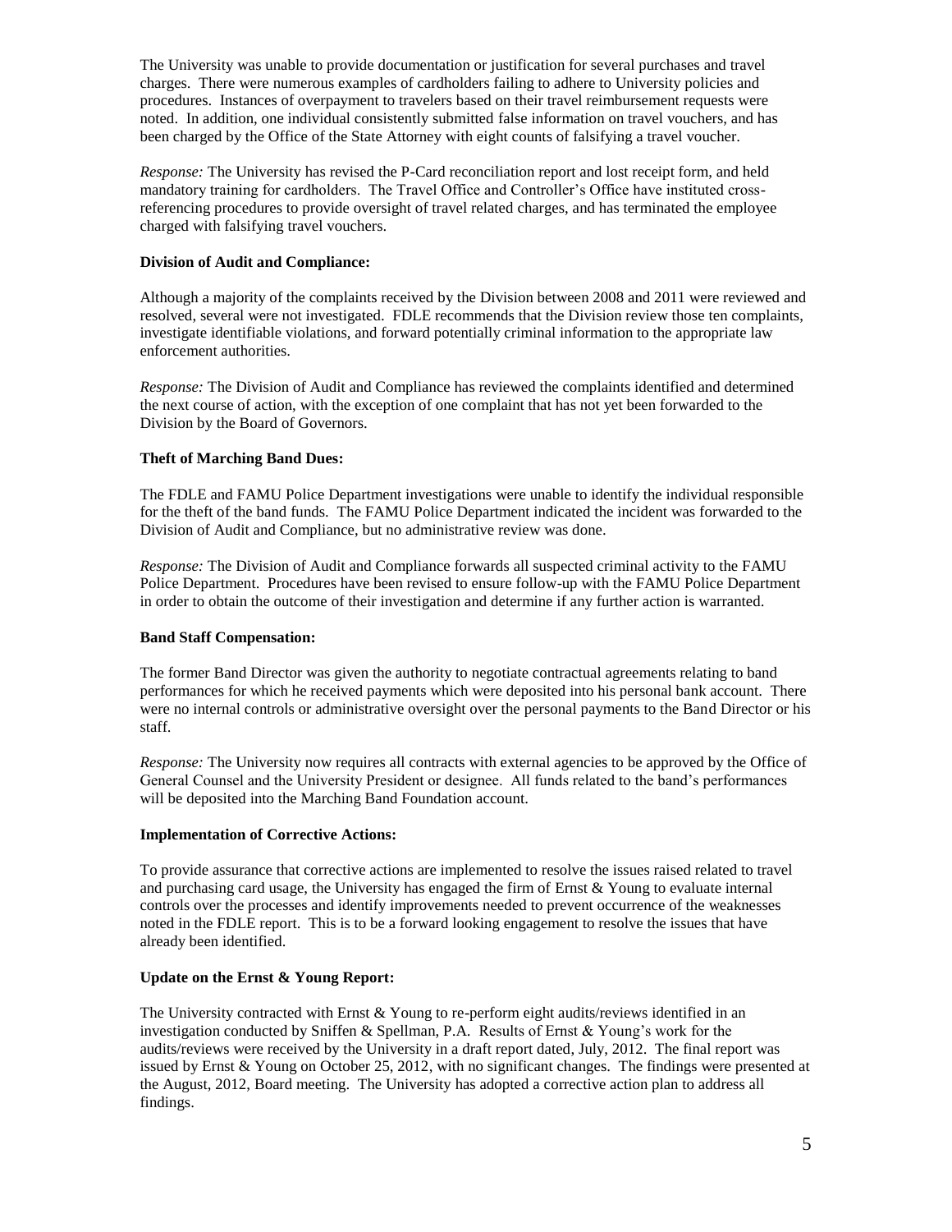The University was unable to provide documentation or justification for several purchases and travel charges. There were numerous examples of cardholders failing to adhere to University policies and procedures. Instances of overpayment to travelers based on their travel reimbursement requests were noted. In addition, one individual consistently submitted false information on travel vouchers, and has been charged by the Office of the State Attorney with eight counts of falsifying a travel voucher.

*Response:* The University has revised the P-Card reconciliation report and lost receipt form, and held mandatory training for cardholders. The Travel Office and Controller's Office have instituted cross-referencing procedures to provide oversight of travel related charges, and has terminated the employee charged with falsifying travel vouchers.

**Division of Audit and Compliance:**

Although a majority of the complaints received by the Division between 2008 and 2011 were reviewed and resolved, several were not investigated. FDLE recommends that the Division review those ten complaints, investigate identifiable violations, and forward potentially criminal information to the appropriate law enforcement authorities.

*Response:* The Division of Audit and Compliance has reviewed the complaints identified and determined the next course of action, with the exception of one complaint that has not yet been forwarded to the Division by the Board of Governors.

**Theft of Marching Band Dues:**

The FDLE and FAMU Police Department investigations were unable to identify the individual responsible for the theft of the band funds. The FAMU Police Department indicated the incident was forwarded to the Division of Audit and Compliance, but no administrative review was done.

*Response:* The Division of Audit and Compliance forwards all suspected criminal activity to the FAMU Police Department. Procedures have been revised to ensure follow-up with the FAMU Police Department in order to obtain the outcome of their investigation and determine if any further action is warranted.

**Band Staff Compensation:**

The former Band Director was given the authority to negotiate contractual agreements relating to band performances for which he received payments which were deposited into his personal bank account. There were no internal controls or administrative oversight over the personal payments to the Band Director or his staff.

*Response:* The University now requires all contracts with external agencies to be approved by the Office of General Counsel and the University President or designee. All funds related to the band's performances will be deposited into the Marching Band Foundation account.

**Implementation of Corrective Actions:**

To provide assurance that corrective actions are implemented to resolve the issues raised related to travel and purchasing card usage, the University has engaged the firm of Ernst & Young to evaluate internal controls over the processes and identify improvements needed to prevent occurrence of the weaknesses noted in the FDLE report. This is to be a forward looking engagement to resolve the issues that have already been identified.

**Update on the Ernst & Young Report:**

The University contracted with Ernst & Young to re-perform eight audits/reviews identified in an investigation conducted by Sniffen & Spellman, P.A. Results of Ernst & Young's work for the audits/reviews were received by the University in a draft report dated, July, 2012. The final report was issued by Ernst & Young on October 25, 2012, with no significant changes. The findings were presented at the August, 2012, Board meeting. The University has adopted a corrective action plan to address all findings.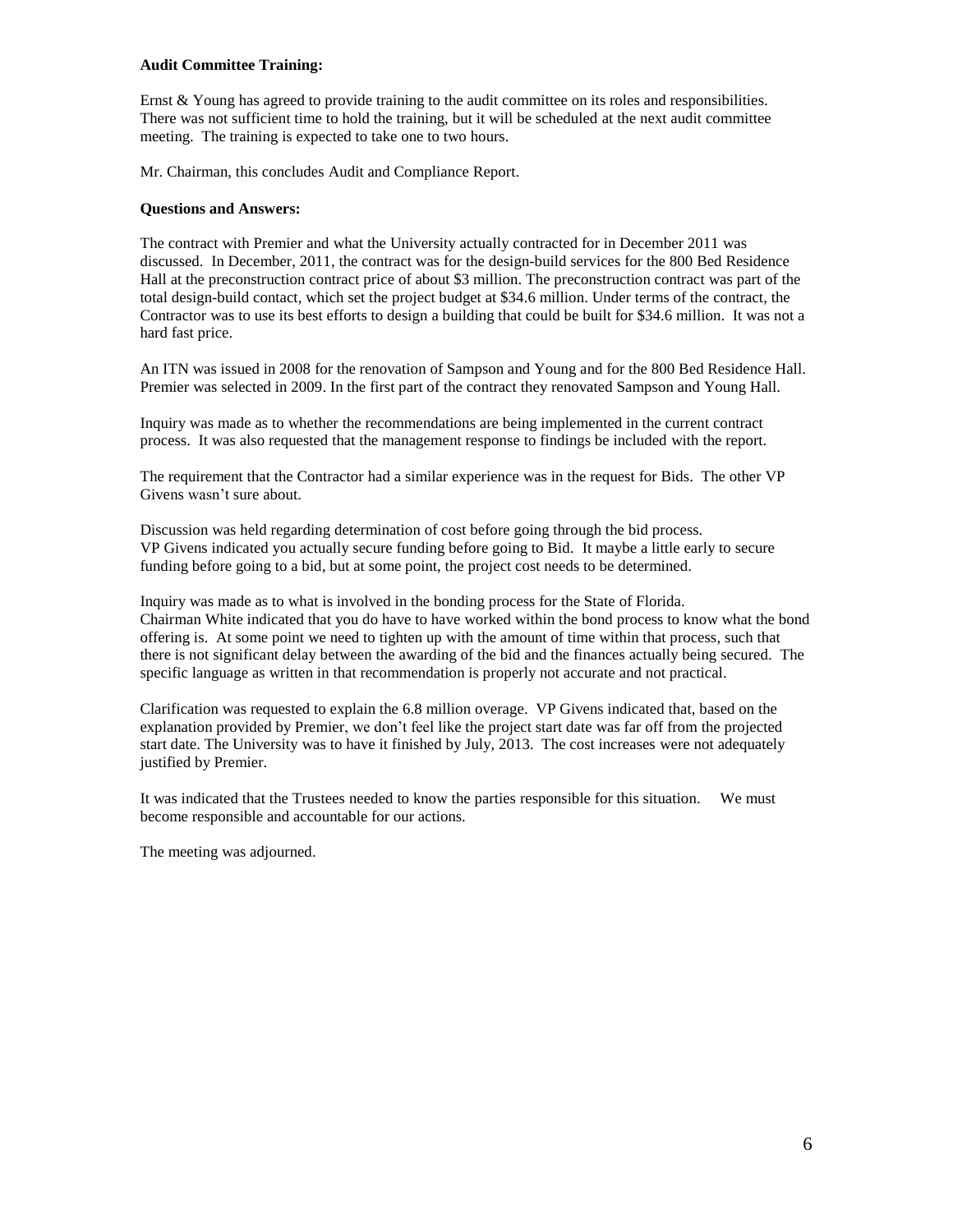**Audit Committee Training:**

Ernst & Young has agreed to provide training to the audit committee on its roles and responsibilities. There was not sufficient time to hold the training, but it will be scheduled at the next audit committee meeting. The training is expected to take one to two hours.

Mr. Chairman, this concludes Audit and Compliance Report.

**Questions and Answers:**

The contract with Premier and what the University actually contracted for in December 2011 was discussed. In December, 2011, the contract was for the design-build services for the 800 Bed Residence Hall at the preconstruction contract price of about $3 million. The preconstruction contract was part of the total design-build contact, which set the project budget at $34.6 million. Under terms of the contract, the Contractor was to use its best efforts to design a building that could be built for $34.6 million. It was not a hard fast price.

An ITN was issued in 2008 for the renovation of Sampson and Young and for the 800 Bed Residence Hall. Premier was selected in 2009. In the first part of the contract they renovated Sampson and Young Hall.

Inquiry was made as to whether the recommendations are being implemented in the current contract process. It was also requested that the management response to findings be included with the report.

The requirement that the Contractor had a similar experience was in the request for Bids. The other VP Givens wasn't sure about.

Discussion was held regarding determination of cost before going through the bid process.
VP Givens indicated you actually secure funding before going to Bid. It maybe a little early to secure funding before going to a bid, but at some point, the project cost needs to be determined.

Inquiry was made as to what is involved in the bonding process for the State of Florida.
Chairman White indicated that you do have to have worked within the bond process to know what the bond offering is. At some point we need to tighten up with the amount of time within that process, such that there is not significant delay between the awarding of the bid and the finances actually being secured. The specific language as written in that recommendation is properly not accurate and not practical.

Clarification was requested to explain the 6.8 million overage. VP Givens indicated that, based on the explanation provided by Premier, we don't feel like the project start date was far off from the projected start date. The University was to have it finished by July, 2013. The cost increases were not adequately justified by Premier.

It was indicated that the Trustees needed to know the parties responsible for this situation. We must become responsible and accountable for our actions.

The meeting was adjourned.